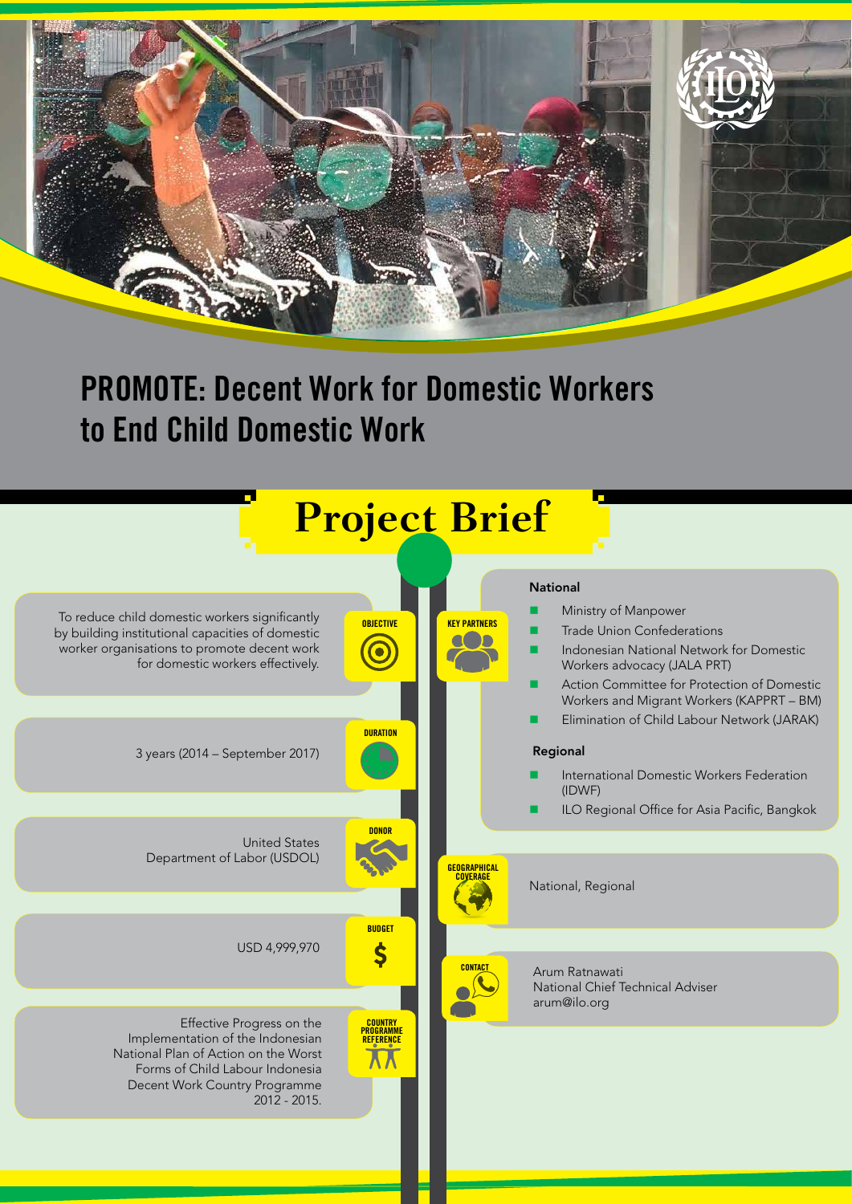# PROMOTE: Decent Work for Domestic Workers to End Child Domestic Work

## Project Brief

**OBJECTIVE**

To reduce child domestic workers significantly by building institutional capacities of domestic worker organisations to promote decent work for domestic workers effectively.

**DURATION**

3 years (2014 – September 2017)

**DONOR**

United States Department of Labor (USDOL)

**BUDGET**

USD 4,999,970

**COUNTRY PROGRAMME REFERENCE**

Effective Progress on the Implementation of the Indonesian National Plan of Action on the Worst Forms of Child Labour Indonesia Decent Work Country Programme 2012 - 2015.

**KEY PARTNERS**

National

- Ministry of Manpower
- Trade Union Confederations
- Indonesian National Network for Domestic Workers advocacy (JALA PRT)
- Action Committee for Protection of Domestic Workers and Migrant Workers (KAPPRT – BM)
- Elimination of Child Labour Network (JARAK)

Regional

- International Domestic Workers Federation (IDWF)
- ILO Regional Office for Asia Pacific, Bangkok

**GEOGRAPHICAL COVERAGE**

National, Regional

**CONTACT**

Arum Ratnawati
National Chief Technical Adviser
arum@ilo.org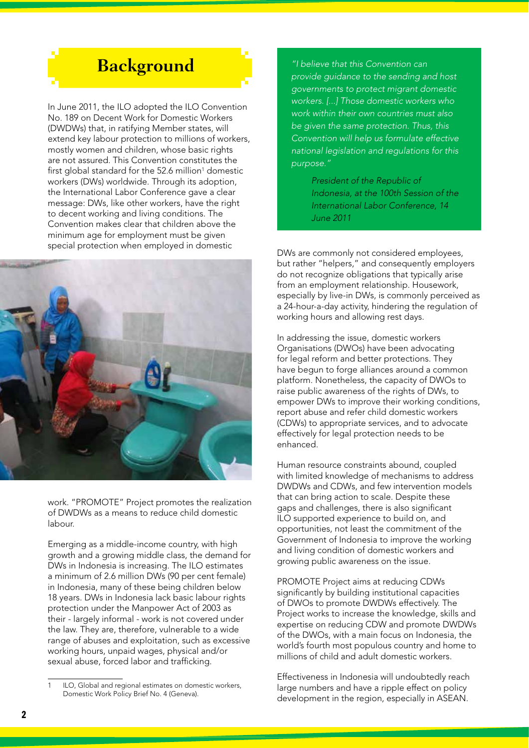# Background

In June 2011, the ILO adopted the ILO Convention No. 189 on Decent Work for Domestic Workers (DWDWs) that, in ratifying Member states, will extend key labour protection to millions of workers, mostly women and children, whose basic rights are not assured. This Convention constitutes the first global standard for the 52.6 million[1] domestic workers (DWs) worldwide. Through its adoption, the International Labor Conference gave a clear message: DWs, like other workers, have the right to decent working and living conditions. The Convention makes clear that children above the minimum age for employment must be given special protection when employed in domestic work. "PROMOTE" Project promotes the realization of DWDWs as a means to reduce child domestic labour.

Emerging as a middle-income country, with high growth and a growing middle class, the demand for DWs in Indonesia is increasing. The ILO estimates a minimum of 2.6 million DWs (90 per cent female) in Indonesia, many of these being children below 18 years. DWs in Indonesia lack basic labour rights protection under the Manpower Act of 2003 as their - largely informal - work is not covered under the law. They are, therefore, vulnerable to a wide range of abuses and exploitation, such as excessive working hours, unpaid wages, physical and/or sexual abuse, forced labor and trafficking.

> *"I believe that this Convention can provide guidance to the sending and host governments to protect migrant domestic workers. [...] Those domestic workers who work within their own countries must also be given the same protection. Thus, this Convention will help us formulate effective national legislation and regulations for this purpose."*
>
> *President of the Republic of Indonesia, at the 100th Session of the International Labor Conference, 14 June 2011*

DWs are commonly not considered employees, but rather "helpers," and consequently employers do not recognize obligations that typically arise from an employment relationship. Housework, especially by live-in DWs, is commonly perceived as a 24-hour-a-day activity, hindering the regulation of working hours and allowing rest days.

In addressing the issue, domestic workers Organisations (DWOs) have been advocating for legal reform and better protections. They have begun to forge alliances around a common platform. Nonetheless, the capacity of DWOs to raise public awareness of the rights of DWs, to empower DWs to improve their working conditions, report abuse and refer child domestic workers (CDWs) to appropriate services, and to advocate effectively for legal protection needs to be enhanced.

Human resource constraints abound, coupled with limited knowledge of mechanisms to address DWDWs and CDWs, and few intervention models that can bring action to scale. Despite these gaps and challenges, there is also significant ILO supported experience to build on, and opportunities, not least the commitment of the Government of Indonesia to improve the working and living condition of domestic workers and growing public awareness on the issue.

PROMOTE Project aims at reducing CDWs significantly by building institutional capacities of DWOs to promote DWDWs effectively. The Project works to increase the knowledge, skills and expertise on reducing CDW and promote DWDWs of the DWOs, with a main focus on Indonesia, the world's fourth most populous country and home to millions of child and adult domestic workers.

Effectiveness in Indonesia will undoubtedly reach large numbers and have a ripple effect on policy development in the region, especially in ASEAN.

---

[1] ILO, Global and regional estimates on domestic workers, Domestic Work Policy Brief No. 4 (Geneva).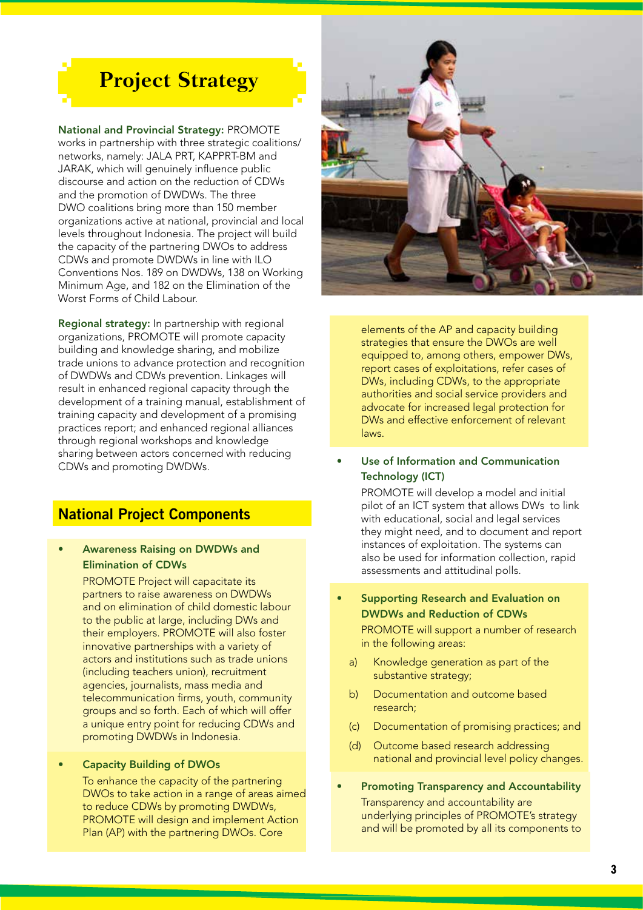# Project Strategy

**National and Provincial Strategy:** PROMOTE works in partnership with three strategic coalitions/networks, namely: JALA PRT, KAPPRT-BM and JARAK, which will genuinely influence public discourse and action on the reduction of CDWs and the promotion of DWDWs. The three DWO coalitions bring more than 150 member organizations active at national, provincial and local levels throughout Indonesia. The project will build the capacity of the partnering DWOs to address CDWs and promote DWDWs in line with ILO Conventions Nos. 189 on DWDWs, 138 on Working Minimum Age, and 182 on the Elimination of the Worst Forms of Child Labour.

**Regional strategy:** In partnership with regional organizations, PROMOTE will promote capacity building and knowledge sharing, and mobilize trade unions to advance protection and recognition of DWDWs and CDWs prevention. Linkages will result in enhanced regional capacity through the development of a training manual, establishment of training capacity and development of a promising practices report; and enhanced regional alliances through regional workshops and knowledge sharing between actors concerned with reducing CDWs and promoting DWDWs.

## National Project Components

- **Awareness Raising on DWDWs and Elimination of CDWs**

  PROMOTE Project will capacitate its partners to raise awareness on DWDWs and on elimination of child domestic labour to the public at large, including DWs and their employers. PROMOTE will also foster innovative partnerships with a variety of actors and institutions such as trade unions (including teachers union), recruitment agencies, journalists, mass media and telecommunication firms, youth, community groups and so forth. Each of which will offer a unique entry point for reducing CDWs and promoting DWDWs in Indonesia.

- **Capacity Building of DWOs**

  To enhance the capacity of the partnering DWOs to take action in a range of areas aimed to reduce CDWs by promoting DWDWs, PROMOTE will design and implement Action Plan (AP) with the partnering DWOs. Core elements of the AP and capacity building strategies that ensure the DWOs are well equipped to, among others, empower DWs, report cases of exploitations, refer cases of DWs, including CDWs, to the appropriate authorities and social service providers and advocate for increased legal protection for DWs and effective enforcement of relevant laws.

- **Use of Information and Communication Technology (ICT)**

  PROMOTE will develop a model and initial pilot of an ICT system that allows DWs to link with educational, social and legal services they might need, and to document and report instances of exploitation. The systems can also be used for information collection, rapid assessments and attitudinal polls.

- **Supporting Research and Evaluation on DWDWs and Reduction of CDWs**

  PROMOTE will support a number of research in the following areas:

  a) Knowledge generation as part of the substantive strategy;

  b) Documentation and outcome based research;

  (c) Documentation of promising practices; and

  (d) Outcome based research addressing national and provincial level policy changes.

- **Promoting Transparency and Accountability**

  Transparency and accountability are underlying principles of PROMOTE's strategy and will be promoted by all its components to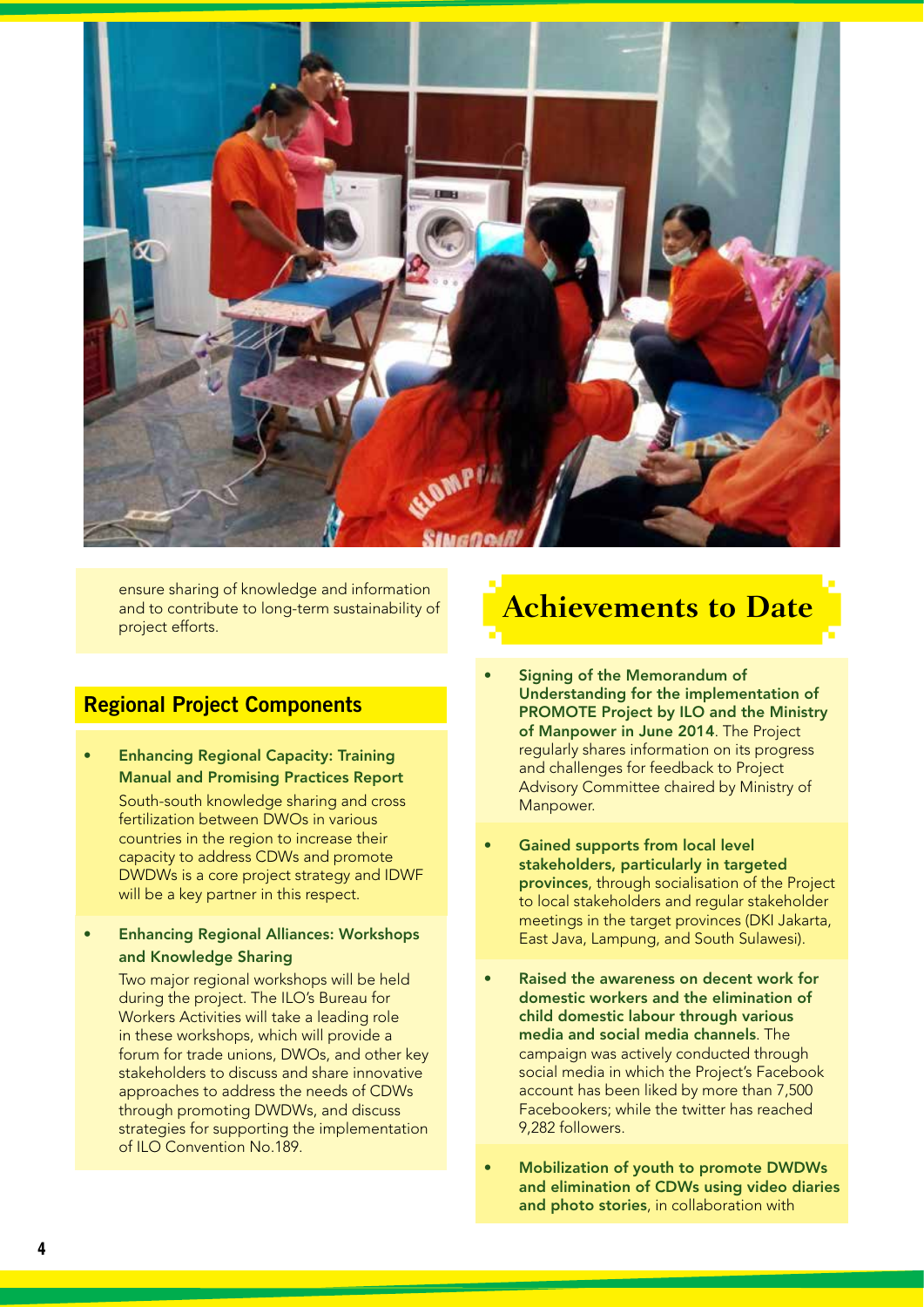ensure sharing of knowledge and information and to contribute to long-term sustainability of project efforts.

## Regional Project Components

- **Enhancing Regional Capacity: Training Manual and Promising Practices Report**
  South-south knowledge sharing and cross fertilization between DWOs in various countries in the region to increase their capacity to address CDWs and promote DWDWs is a core project strategy and IDWF will be a key partner in this respect.

- **Enhancing Regional Alliances: Workshops and Knowledge Sharing**
  Two major regional workshops will be held during the project. The ILO's Bureau for Workers Activities will take a leading role in these workshops, which will provide a forum for trade unions, DWOs, and other key stakeholders to discuss and share innovative approaches to address the needs of CDWs through promoting DWDWs, and discuss strategies for supporting the implementation of ILO Convention No.189.

# Achievements to Date

- **Signing of the Memorandum of Understanding for the implementation of PROMOTE Project by ILO and the Ministry of Manpower in June 2014**. The Project regularly shares information on its progress and challenges for feedback to Project Advisory Committee chaired by Ministry of Manpower.

- **Gained supports from local level stakeholders, particularly in targeted provinces**, through socialisation of the Project to local stakeholders and regular stakeholder meetings in the target provinces (DKI Jakarta, East Java, Lampung, and South Sulawesi).

- **Raised the awareness on decent work for domestic workers and the elimination of child domestic labour through various media and social media channels**. The campaign was actively conducted through social media in which the Project's Facebook account has been liked by more than 7,500 Facebookers; while the twitter has reached 9,282 followers.

- **Mobilization of youth to promote DWDWs and elimination of CDWs using video diaries and photo stories**, in collaboration with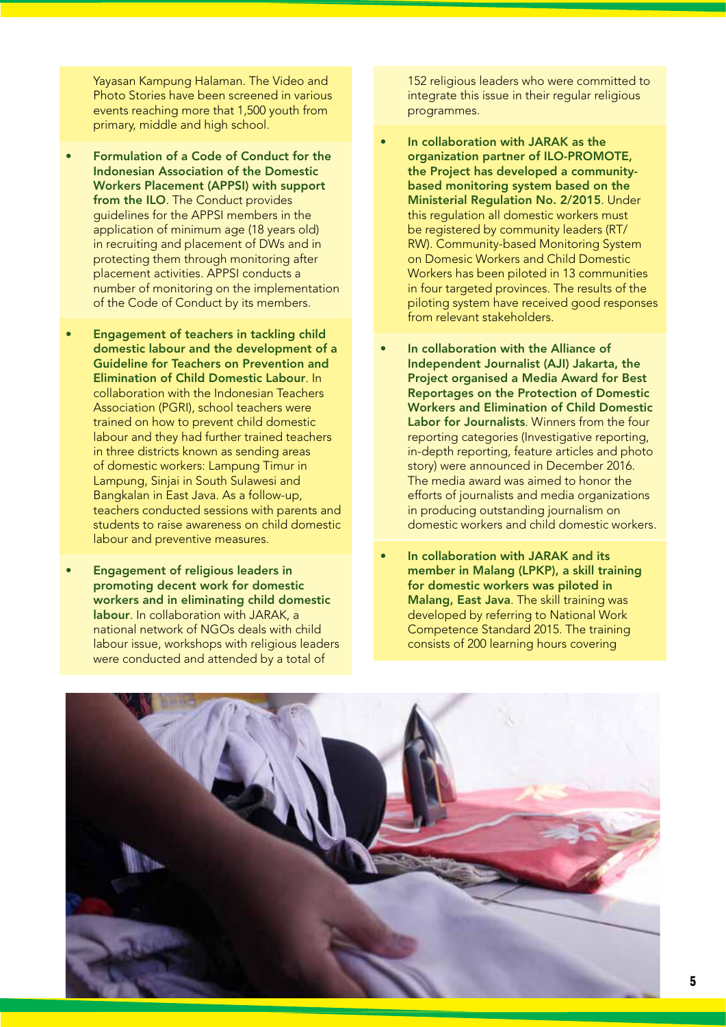Yayasan Kampung Halaman. The Video and Photo Stories have been screened in various events reaching more that 1,500 youth from primary, middle and high school.

- **Formulation of a Code of Conduct for the Indonesian Association of the Domestic Workers Placement (APPSI) with support from the ILO**. The Conduct provides guidelines for the APPSI members in the application of minimum age (18 years old) in recruiting and placement of DWs and in protecting them through monitoring after placement activities. APPSI conducts a number of monitoring on the implementation of the Code of Conduct by its members.

- **Engagement of teachers in tackling child domestic labour and the development of a Guideline for Teachers on Prevention and Elimination of Child Domestic Labour**. In collaboration with the Indonesian Teachers Association (PGRI), school teachers were trained on how to prevent child domestic labour and they had further trained teachers in three districts known as sending areas of domestic workers: Lampung Timur in Lampung, Sinjai in South Sulawesi and Bangkalan in East Java. As a follow-up, teachers conducted sessions with parents and students to raise awareness on child domestic labour and preventive measures.

- **Engagement of religious leaders in promoting decent work for domestic workers and in eliminating child domestic labour**. In collaboration with JARAK, a national network of NGOs deals with child labour issue, workshops with religious leaders were conducted and attended by a total of 152 religious leaders who were committed to integrate this issue in their regular religious programmes.

- **In collaboration with JARAK as the organization partner of ILO-PROMOTE, the Project has developed a community-based monitoring system based on the Ministerial Regulation No. 2/2015**. Under this regulation all domestic workers must be registered by community leaders (RT/RW). Community-based Monitoring System on Domesic Workers and Child Domestic Workers has been piloted in 13 communities in four targeted provinces. The results of the piloting system have received good responses from relevant stakeholders.

- **In collaboration with the Alliance of Independent Journalist (AJI) Jakarta, the Project organised a Media Award for Best Reportages on the Protection of Domestic Workers and Elimination of Child Domestic Labor for Journalists**. Winners from the four reporting categories (Investigative reporting, in-depth reporting, feature articles and photo story) were announced in December 2016. The media award was aimed to honor the efforts of journalists and media organizations in producing outstanding journalism on domestic workers and child domestic workers.

- **In collaboration with JARAK and its member in Malang (LPKP), a skill training for domestic workers was piloted in Malang, East Java**. The skill training was developed by referring to National Work Competence Standard 2015. The training consists of 200 learning hours covering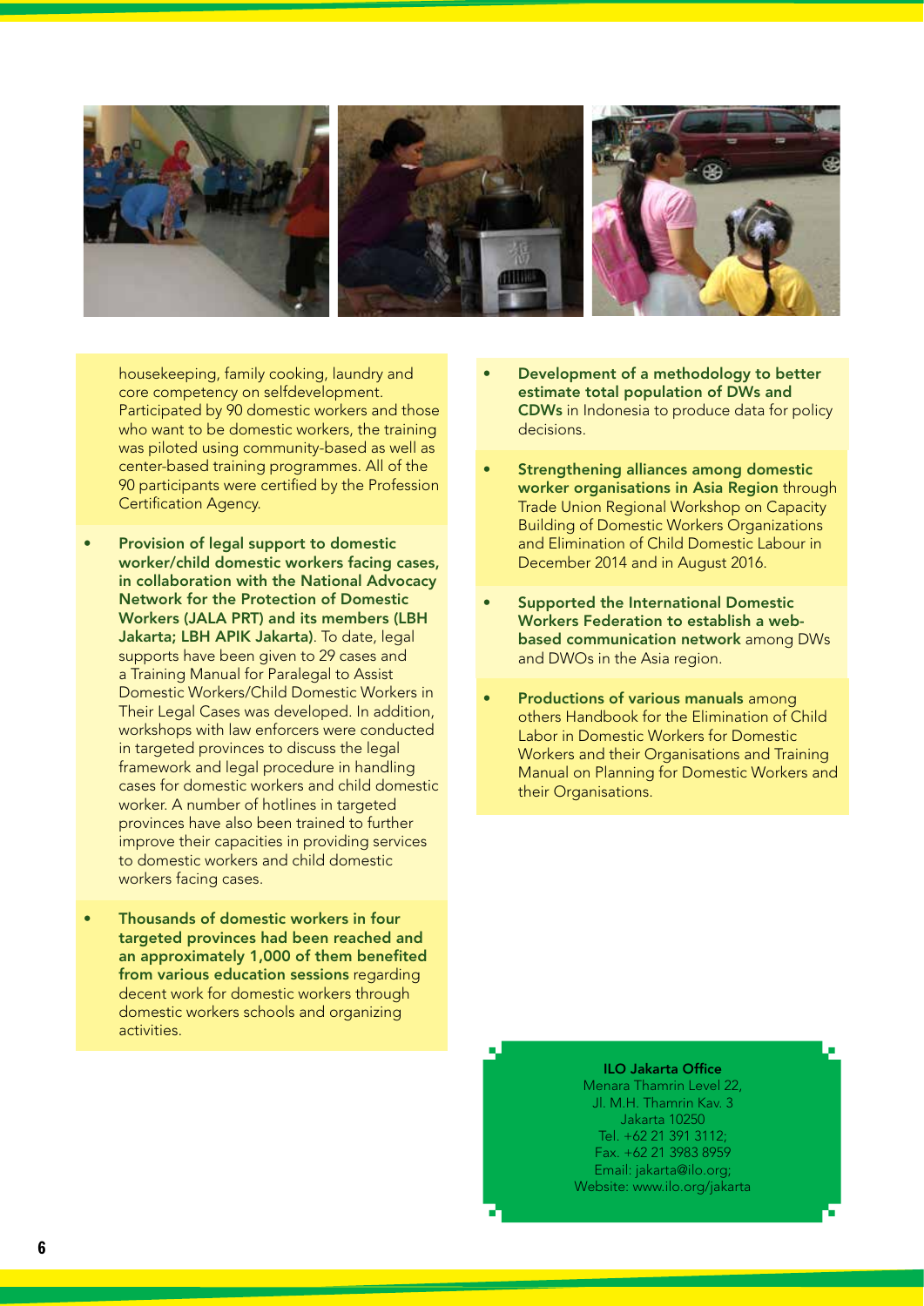housekeeping, family cooking, laundry and core competency on selfdevelopment. Participated by 90 domestic workers and those who want to be domestic workers, the training was piloted using community-based as well as center-based training programmes. All of the 90 participants were certified by the Profession Certification Agency.

- **Provision of legal support to domestic worker/child domestic workers facing cases, in collaboration with the National Advocacy Network for the Protection of Domestic Workers (JALA PRT) and its members (LBH Jakarta; LBH APIK Jakarta)**. To date, legal supports have been given to 29 cases and a Training Manual for Paralegal to Assist Domestic Workers/Child Domestic Workers in Their Legal Cases was developed. In addition, workshops with law enforcers were conducted in targeted provinces to discuss the legal framework and legal procedure in handling cases for domestic workers and child domestic worker. A number of hotlines in targeted provinces have also been trained to further improve their capacities in providing services to domestic workers and child domestic workers facing cases.

- **Thousands of domestic workers in four targeted provinces had been reached and an approximately 1,000 of them benefited from various education sessions** regarding decent work for domestic workers through domestic workers schools and organizing activities.

- **Development of a methodology to better estimate total population of DWs and CDWs** in Indonesia to produce data for policy decisions.

- **Strengthening alliances among domestic worker organisations in Asia Region** through Trade Union Regional Workshop on Capacity Building of Domestic Workers Organizations and Elimination of Child Domestic Labour in December 2014 and in August 2016.

- **Supported the International Domestic Workers Federation to establish a web-based communication network** among DWs and DWOs in the Asia region.

- **Productions of various manuals** among others Handbook for the Elimination of Child Labor in Domestic Workers for Domestic Workers and their Organisations and Training Manual on Planning for Domestic Workers and their Organisations.

**ILO Jakarta Office**
Menara Thamrin Level 22,
Jl. M.H. Thamrin Kav. 3
Jakarta 10250
Tel. +62 21 391 3112;
Fax. +62 21 3983 8959
Email: jakarta@ilo.org;
Website: www.ilo.org/jakarta